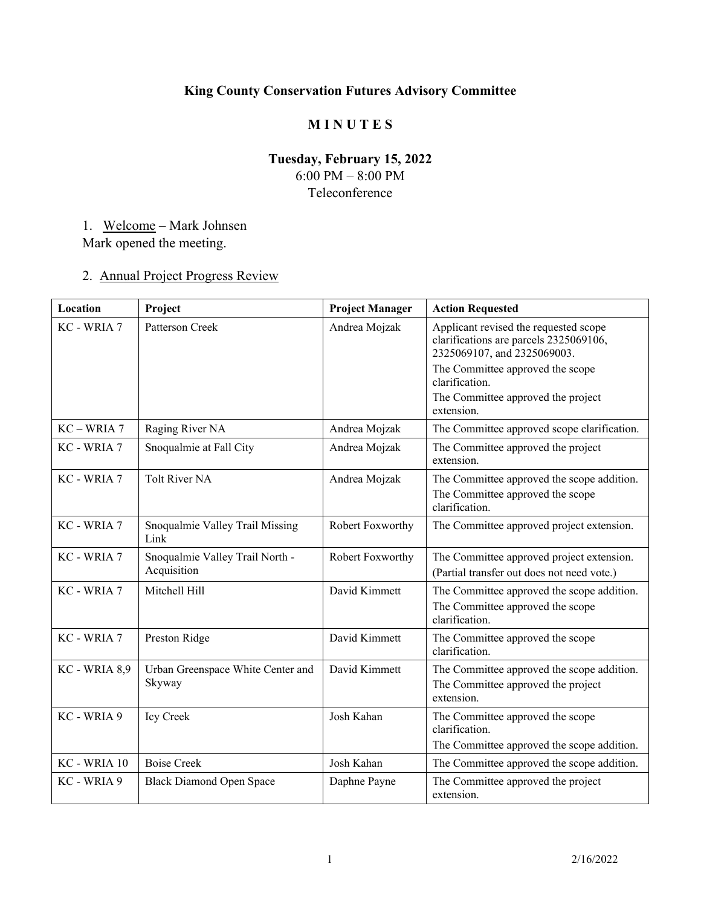# King County Conservation Futures Advisory Committee

## M I N U T E S

### Tuesday, February 15, 2022

6:00 PM – 8:00 PM

Teleconference

1. Welcome – Mark Johnsen

Mark opened the meeting.

2. Annual Project Progress Review

| Location | Project | Project Manager | Action Requested |
|---|---|---|---|
| KC - WRIA 7 | Patterson Creek | Andrea Mojzak | Applicant revised the requested scope clarifications are parcels 2325069106, 2325069107, and 2325069003.<br>The Committee approved the scope clarification.<br>The Committee approved the project extension. |
| KC – WRIA 7 | Raging River NA | Andrea Mojzak | The Committee approved scope clarification. |
| KC - WRIA 7 | Snoqualmie at Fall City | Andrea Mojzak | The Committee approved the project extension. |
| KC - WRIA 7 | Tolt River NA | Andrea Mojzak | The Committee approved the scope addition.<br>The Committee approved the scope clarification. |
| KC - WRIA 7 | Snoqualmie Valley Trail Missing Link | Robert Foxworthy | The Committee approved project extension. |
| KC - WRIA 7 | Snoqualmie Valley Trail North - Acquisition | Robert Foxworthy | The Committee approved project extension.<br>(Partial transfer out does not need vote.) |
| KC - WRIA 7 | Mitchell Hill | David Kimmett | The Committee approved the scope addition.<br>The Committee approved the scope clarification. |
| KC - WRIA 7 | Preston Ridge | David Kimmett | The Committee approved the scope clarification. |
| KC - WRIA 8,9 | Urban Greenspace White Center and Skyway | David Kimmett | The Committee approved the scope addition.<br>The Committee approved the project extension. |
| KC - WRIA 9 | Icy Creek | Josh Kahan | The Committee approved the scope clarification.<br>The Committee approved the scope addition. |
| KC - WRIA 10 | Boise Creek | Josh Kahan | The Committee approved the scope addition. |
| KC - WRIA 9 | Black Diamond Open Space | Daphne Payne | The Committee approved the project extension. |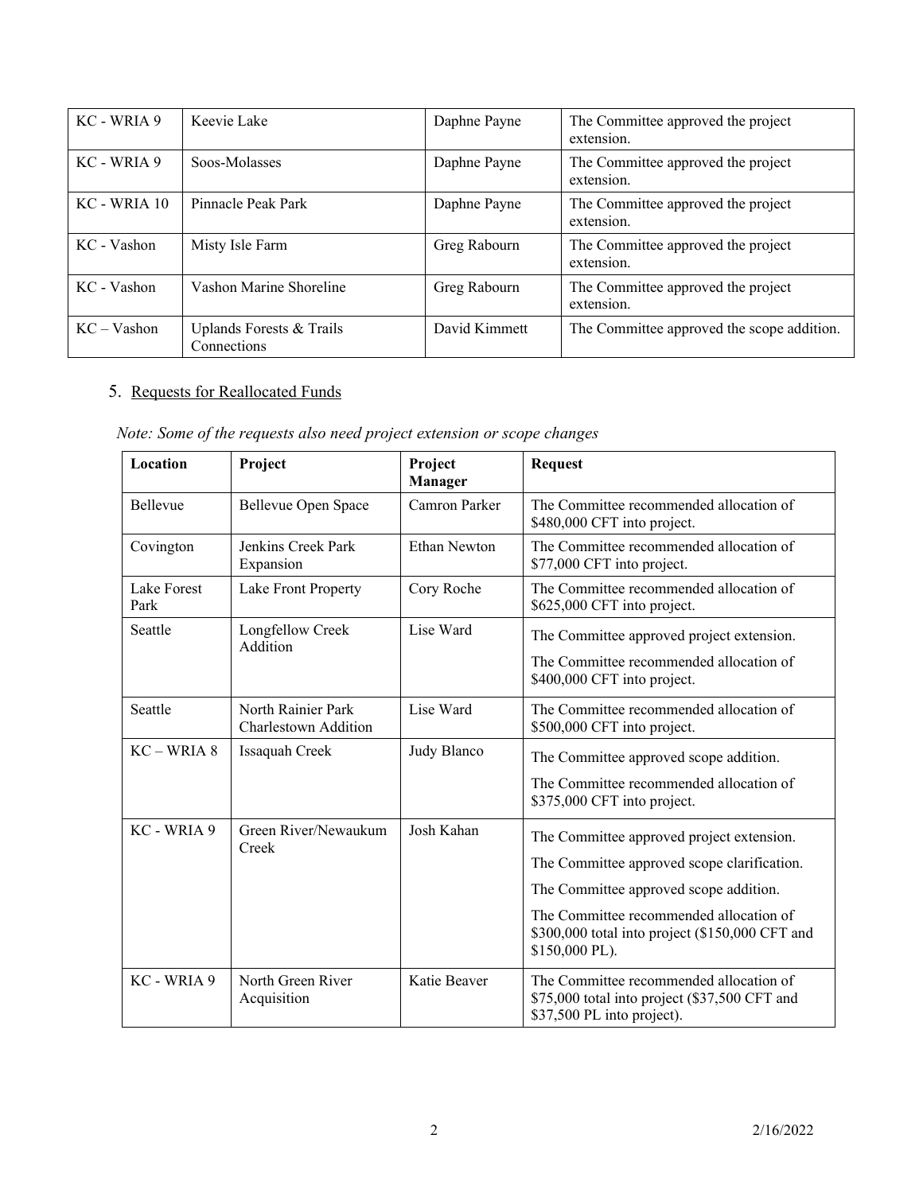| KC - WRIA 9 | Keevie Lake | Daphne Payne | The Committee approved the project extension. |
|---|---|---|---|
| KC - WRIA 9 | Soos-Molasses | Daphne Payne | The Committee approved the project extension. |
| KC - WRIA 10 | Pinnacle Peak Park | Daphne Payne | The Committee approved the project extension. |
| KC - Vashon | Misty Isle Farm | Greg Rabourn | The Committee approved the project extension. |
| KC - Vashon | Vashon Marine Shoreline | Greg Rabourn | The Committee approved the project extension. |
| KC – Vashon | Uplands Forests & Trails Connections | David Kimmett | The Committee approved the scope addition. |

5. Requests for Reallocated Funds

*Note: Some of the requests also need project extension or scope changes*

| Location | Project | Project Manager | Request |
|---|---|---|---|
| Bellevue | Bellevue Open Space | Camron Parker | The Committee recommended allocation of \$480,000 CFT into project. |
| Covington | Jenkins Creek Park Expansion | Ethan Newton | The Committee recommended allocation of \$77,000 CFT into project. |
| Lake Forest Park | Lake Front Property | Cory Roche | The Committee recommended allocation of \$625,000 CFT into project. |
| Seattle | Longfellow Creek Addition | Lise Ward | The Committee approved project extension.<br>The Committee recommended allocation of \$400,000 CFT into project. |
| Seattle | North Rainier Park Charlestown Addition | Lise Ward | The Committee recommended allocation of \$500,000 CFT into project. |
| KC – WRIA 8 | Issaquah Creek | Judy Blanco | The Committee approved scope addition.<br>The Committee recommended allocation of \$375,000 CFT into project. |
| KC - WRIA 9 | Green River/Newaukum Creek | Josh Kahan | The Committee approved project extension.<br>The Committee approved scope clarification.<br>The Committee approved scope addition.<br>The Committee recommended allocation of \$300,000 total into project (\$150,000 CFT and \$150,000 PL). |
| KC - WRIA 9 | North Green River Acquisition | Katie Beaver | The Committee recommended allocation of \$75,000 total into project (\$37,500 CFT and \$37,500 PL into project). |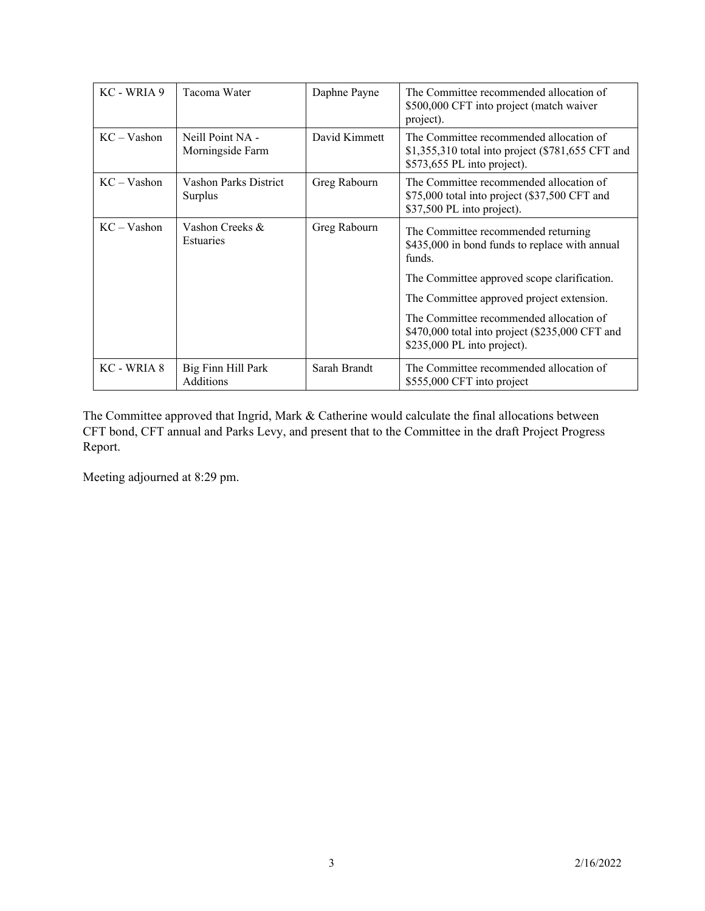| KC - WRIA 9 | Tacoma Water | Daphne Payne | The Committee recommended allocation of $500,000 CFT into project (match waiver project). |
|---|---|---|---|
| KC – Vashon | Neill Point NA - Morningside Farm | David Kimmett | The Committee recommended allocation of $1,355,310 total into project ($781,655 CFT and $573,655 PL into project). |
| KC – Vashon | Vashon Parks District Surplus | Greg Rabourn | The Committee recommended allocation of $75,000 total into project ($37,500 CFT and $37,500 PL into project). |
| KC – Vashon | Vashon Creeks & Estuaries | Greg Rabourn | The Committee recommended returning $435,000 in bond funds to replace with annual funds.<br><br>The Committee approved scope clarification.<br><br>The Committee approved project extension.<br><br>The Committee recommended allocation of $470,000 total into project ($235,000 CFT and $235,000 PL into project). |
| KC - WRIA 8 | Big Finn Hill Park Additions | Sarah Brandt | The Committee recommended allocation of $555,000 CFT into project |

The Committee approved that Ingrid, Mark & Catherine would calculate the final allocations between CFT bond, CFT annual and Parks Levy, and present that to the Committee in the draft Project Progress Report.

Meeting adjourned at 8:29 pm.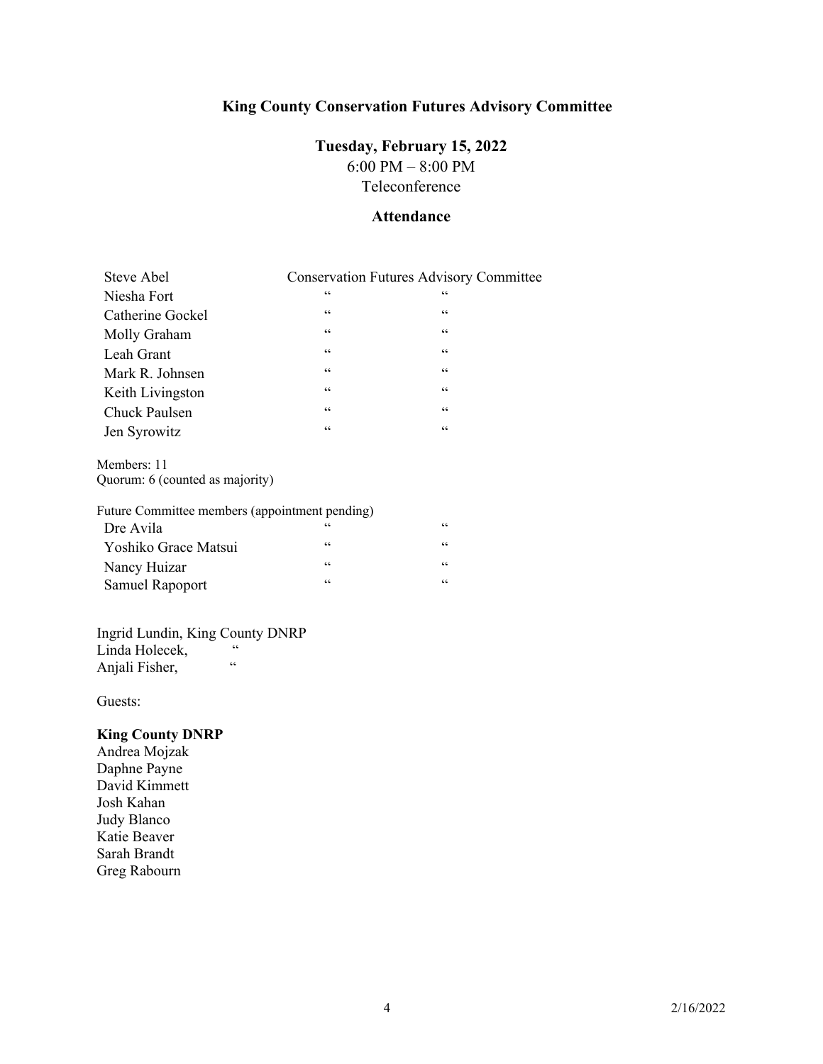# King County Conservation Futures Advisory Committee

## Tuesday, February 15, 2022

6:00 PM – 8:00 PM
Teleconference

### Attendance

| | |
|---|---|
| Steve Abel | Conservation Futures Advisory Committee |
| Niesha Fort | " " |
| Catherine Gockel | " " |
| Molly Graham | " " |
| Leah Grant | " " |
| Mark R. Johnsen | " " |
| Keith Livingston | " " |
| Chuck Paulsen | " " |
| Jen Syrowitz | " " |

Members: 11
Quorum: 6 (counted as majority)

Future Committee members (appointment pending)

| | |
|---|---|
| Dre Avila | " " |
| Yoshiko Grace Matsui | " " |
| Nancy Huizar | " " |
| Samuel Rapoport | " " |

Ingrid Lundin, King County DNRP
Linda Holecek, "
Anjali Fisher, "

Guests:

**King County DNRP**
Andrea Mojzak
Daphne Payne
David Kimmett
Josh Kahan
Judy Blanco
Katie Beaver
Sarah Brandt
Greg Rabourn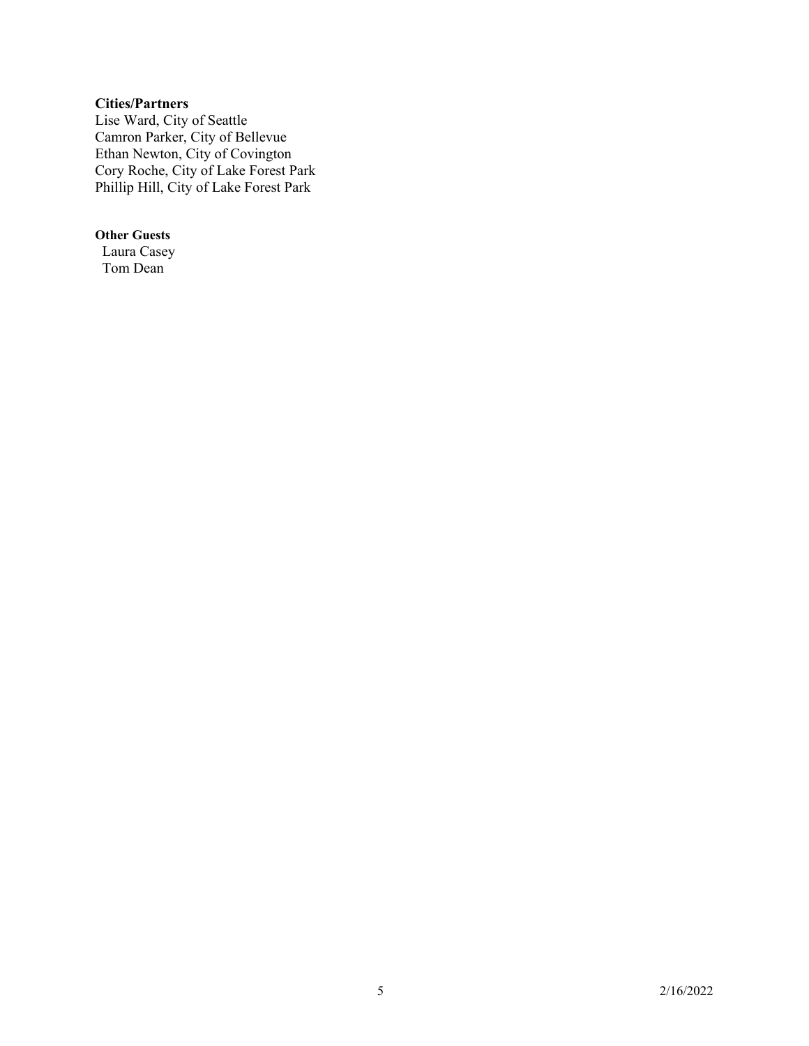**Cities/Partners**

Lise Ward, City of Seattle
Camron Parker, City of Bellevue
Ethan Newton, City of Covington
Cory Roche, City of Lake Forest Park
Phillip Hill, City of Lake Forest Park

**Other Guests**

Laura Casey
Tom Dean